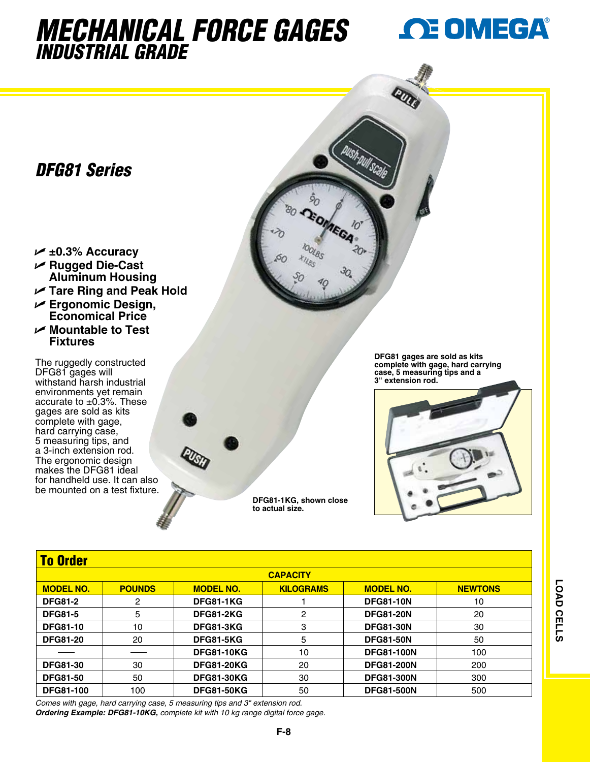# MECHANICAL FORCE GAGES
## INDUSTRIAL GRADE

OMEGA®

## DFG81 Series

- ±0.3% Accuracy
- Rugged Die-Cast Aluminum Housing
- Tare Ring and Peak Hold
- Ergonomic Design, Economical Price
- Mountable to Test Fixtures

The ruggedly constructed DFG81 gages will withstand harsh industrial environments yet remain accurate to ±0.3%. These gages are sold as kits complete with gage, hard carrying case, 5 measuring tips, and a 3-inch extension rod. The ergonomic design makes the DFG81 ideal for handheld use. It can also be mounted on a test fixture.

DFG81-1KG, shown close to actual size.

DFG81 gages are sold as kits complete with gage, hard carrying case, 5 measuring tips and a 3" extension rod.

## To Order

| CAPACITY | | | | | |
|---|---|---|---|---|---|
| MODEL NO. | POUNDS | MODEL NO. | KILOGRAMS | MODEL NO. | NEWTONS |
| DFG81-2 | 2 | DFG81-1KG | 1 | DFG81-10N | 10 |
| DFG81-5 | 5 | DFG81-2KG | 2 | DFG81-20N | 20 |
| DFG81-10 | 10 | DFG81-3KG | 3 | DFG81-30N | 30 |
| DFG81-20 | 20 | DFG81-5KG | 5 | DFG81-50N | 50 |
| —— | —— | DFG81-10KG | 10 | DFG81-100N | 100 |
| DFG81-30 | 30 | DFG81-20KG | 20 | DFG81-200N | 200 |
| DFG81-50 | 50 | DFG81-30KG | 30 | DFG81-300N | 300 |
| DFG81-100 | 100 | DFG81-50KG | 50 | DFG81-500N | 500 |

*Comes with gage, hard carrying case, 5 measuring tips and 3" extension rod.*

***Ordering Example: DFG81-10KG,*** *complete kit with 10 kg range digital force gage.*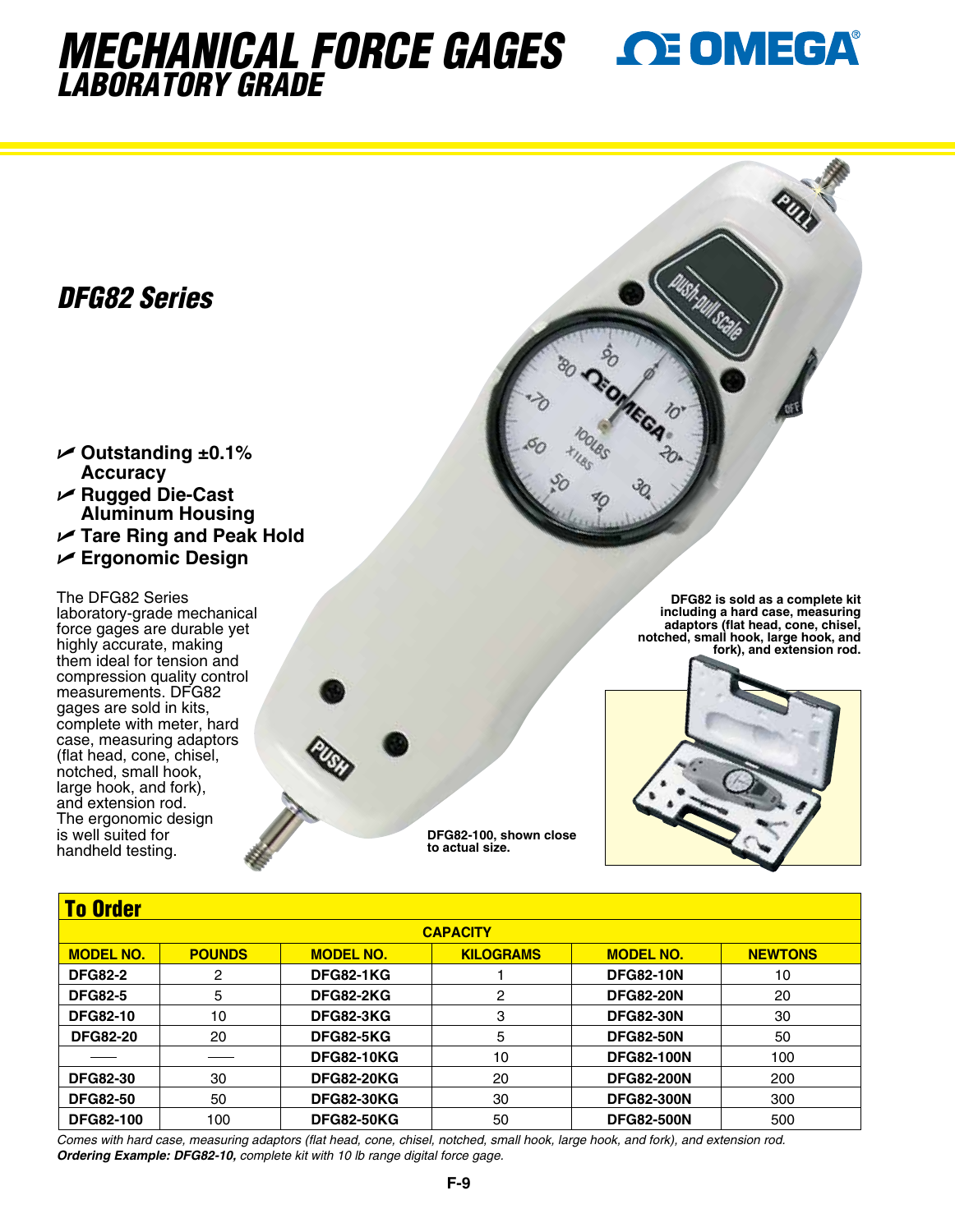# MECHANICAL FORCE GAGES
## LABORATORY GRADE

## DFG82 Series

- Outstanding ±0.1% Accuracy
- Rugged Die-Cast Aluminum Housing
- Tare Ring and Peak Hold
- Ergonomic Design

The DFG82 Series laboratory-grade mechanical force gages are durable yet highly accurate, making them ideal for tension and compression quality control measurements. DFG82 gages are sold in kits, complete with meter, hard case, measuring adaptors (flat head, cone, chisel, notched, small hook, large hook, and fork), and extension rod. The ergonomic design is well suited for handheld testing.

DFG82-100, shown close to actual size.

**DFG82 is sold as a complete kit including a hard case, measuring adaptors (flat head, cone, chisel, notched, small hook, large hook, and fork), and extension rod.**

## To Order

| CAPACITY | | | | | |
|---|---|---|---|---|---|
| **MODEL NO.** | **POUNDS** | **MODEL NO.** | **KILOGRAMS** | **MODEL NO.** | **NEWTONS** |
| **DFG82-2** | 2 | **DFG82-1KG** | 1 | **DFG82-10N** | 10 |
| **DFG82-5** | 5 | **DFG82-2KG** | 2 | **DFG82-20N** | 20 |
| **DFG82-10** | 10 | **DFG82-3KG** | 3 | **DFG82-30N** | 30 |
| **DFG82-20** | 20 | **DFG82-5KG** | 5 | **DFG82-50N** | 50 |
| —— | —— | **DFG82-10KG** | 10 | **DFG82-100N** | 100 |
| **DFG82-30** | 30 | **DFG82-20KG** | 20 | **DFG82-200N** | 200 |
| **DFG82-50** | 50 | **DFG82-30KG** | 30 | **DFG82-300N** | 300 |
| **DFG82-100** | 100 | **DFG82-50KG** | 50 | **DFG82-500N** | 500 |

*Comes with hard case, measuring adaptors (flat head, cone, chisel, notched, small hook, large hook, and fork), and extension rod.*
***Ordering Example: DFG82-10,*** *complete kit with 10 lb range digital force gage.*